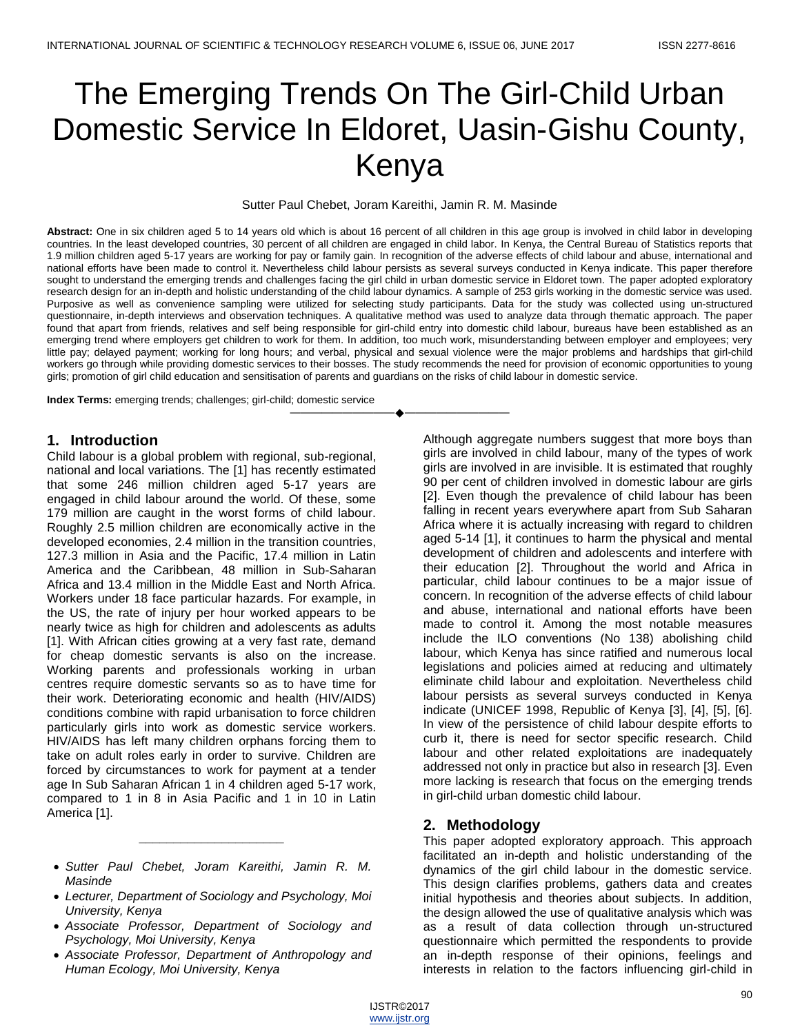# The Emerging Trends On The Girl-Child Urban Domestic Service In Eldoret, Uasin-Gishu County, Kenya

Sutter Paul Chebet, Joram Kareithi, Jamin R. M. Masinde

**Abstract:** One in six children aged 5 to 14 years old which is about 16 percent of all children in this age group is involved in child labor in developing countries. In the least developed countries, 30 percent of all children are engaged in child labor. In Kenya, the Central Bureau of Statistics reports that 1.9 million children aged 5-17 years are working for pay or family gain. In recognition of the adverse effects of child labour and abuse, international and national efforts have been made to control it. Nevertheless child labour persists as several surveys conducted in Kenya indicate. This paper therefore sought to understand the emerging trends and challenges facing the girl child in urban domestic service in Eldoret town. The paper adopted exploratory research design for an in-depth and holistic understanding of the child labour dynamics. A sample of 253 girls working in the domestic service was used. Purposive as well as convenience sampling were utilized for selecting study participants. Data for the study was collected using un-structured questionnaire, in-depth interviews and observation techniques. A qualitative method was used to analyze data through thematic approach. The paper found that apart from friends, relatives and self being responsible for girl-child entry into domestic child labour, bureaus have been established as an emerging trend where employers get children to work for them. In addition, too much work, misunderstanding between employer and employees; very little pay; delayed payment; working for long hours; and verbal, physical and sexual violence were the major problems and hardships that girl-child workers go through while providing domestic services to their bosses. The study recommends the need for provision of economic opportunities to young girls; promotion of girl child education and sensitisation of parents and guardians on the risks of child labour in domestic service.

**Index Terms:** emerging trends; challenges; girl-child; domestic service

---

- *Sutter Paul Chebet, Joram Kareithi, Jamin R. M. Masinde*
- *Lecturer, Department of Sociology and Psychology, Moi University, Kenya*
- *Associate Professor, Department of Sociology and Psychology, Moi University, Kenya*
- *Associate Professor, Department of Anthropology and Human Ecology, Moi University, Kenya*

## 1. Introduction

Child labour is a global problem with regional, sub-regional, national and local variations. The [1] has recently estimated that some 246 million children aged 5-17 years are engaged in child labour around the world. Of these, some 179 million are caught in the worst forms of child labour. Roughly 2.5 million children are economically active in the developed economies, 2.4 million in the transition countries, 127.3 million in Asia and the Pacific, 17.4 million in Latin America and the Caribbean, 48 million in Sub-Saharan Africa and 13.4 million in the Middle East and North Africa. Workers under 18 face particular hazards. For example, in the US, the rate of injury per hour worked appears to be nearly twice as high for children and adolescents as adults [1]. With African cities growing at a very fast rate, demand for cheap domestic servants is also on the increase. Working parents and professionals working in urban centres require domestic servants so as to have time for their work. Deteriorating economic and health (HIV/AIDS) conditions combine with rapid urbanisation to force children particularly girls into work as domestic service workers. HIV/AIDS has left many children orphans forcing them to take on adult roles early in order to survive. Children are forced by circumstances to work for payment at a tender age In Sub Saharan African 1 in 4 children aged 5-17 work, compared to 1 in 8 in Asia Pacific and 1 in 10 in Latin America [1].

Although aggregate numbers suggest that more boys than girls are involved in child labour, many of the types of work girls are involved in are invisible. It is estimated that roughly 90 per cent of children involved in domestic labour are girls [2]. Even though the prevalence of child labour has been falling in recent years everywhere apart from Sub Saharan Africa where it is actually increasing with regard to children aged 5-14 [1], it continues to harm the physical and mental development of children and adolescents and interfere with their education [2]. Throughout the world and Africa in particular, child labour continues to be a major issue of concern. In recognition of the adverse effects of child labour and abuse, international and national efforts have been made to control it. Among the most notable measures include the ILO conventions (No 138) abolishing child labour, which Kenya has since ratified and numerous local legislations and policies aimed at reducing and ultimately eliminate child labour and exploitation. Nevertheless child labour persists as several surveys conducted in Kenya indicate (UNICEF 1998, Republic of Kenya [3], [4], [5], [6]. In view of the persistence of child labour despite efforts to curb it, there is need for sector specific research. Child labour and other related exploitations are inadequately addressed not only in practice but also in research [3]. Even more lacking is research that focus on the emerging trends in girl-child urban domestic child labour.

## 2. Methodology

This paper adopted exploratory approach. This approach facilitated an in-depth and holistic understanding of the dynamics of the girl child labour in the domestic service. This design clarifies problems, gathers data and creates initial hypothesis and theories about subjects. In addition, the design allowed the use of qualitative analysis which was as a result of data collection through un-structured questionnaire which permitted the respondents to provide an in-depth response of their opinions, feelings and interests in relation to the factors influencing girl-child in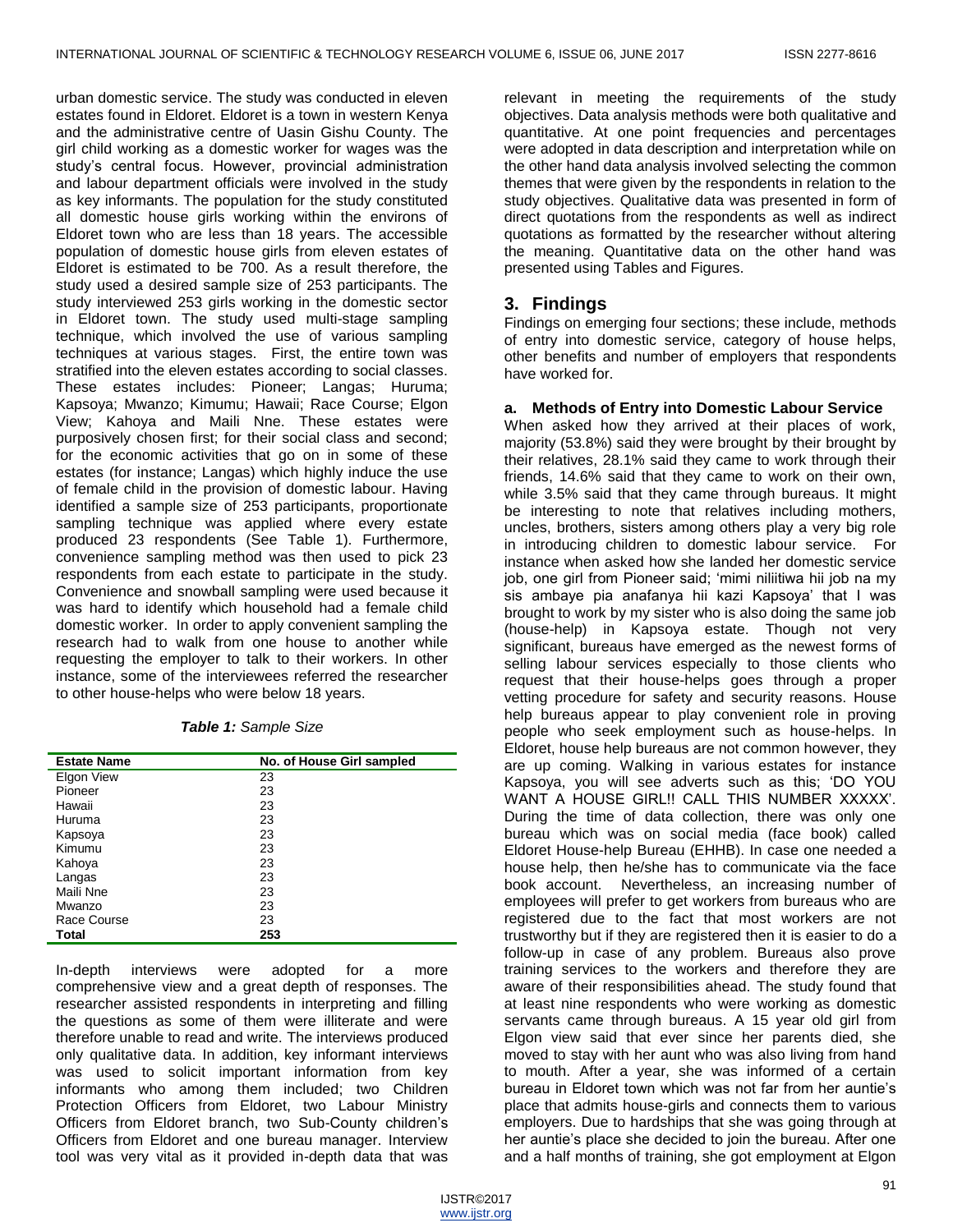urban domestic service. The study was conducted in eleven estates found in Eldoret. Eldoret is a town in western Kenya and the administrative centre of Uasin Gishu County. The girl child working as a domestic worker for wages was the study's central focus. However, provincial administration and labour department officials were involved in the study as key informants. The population for the study constituted all domestic house girls working within the environs of Eldoret town who are less than 18 years. The accessible population of domestic house girls from eleven estates of Eldoret is estimated to be 700. As a result therefore, the study used a desired sample size of 253 participants. The study interviewed 253 girls working in the domestic sector in Eldoret town. The study used multi-stage sampling technique, which involved the use of various sampling techniques at various stages. First, the entire town was stratified into the eleven estates according to social classes. These estates includes: Pioneer; Langas; Huruma; Kapsoya; Mwanzo; Kimumu; Hawaii; Race Course; Elgon View; Kahoya and Maili Nne. These estates were purposively chosen first; for their social class and second; for the economic activities that go on in some of these estates (for instance; Langas) which highly induce the use of female child in the provision of domestic labour. Having identified a sample size of 253 participants, proportionate sampling technique was applied where every estate produced 23 respondents (See Table 1). Furthermore, convenience sampling method was then used to pick 23 respondents from each estate to participate in the study. Convenience and snowball sampling were used because it was hard to identify which household had a female child domestic worker. In order to apply convenient sampling the research had to walk from one house to another while requesting the employer to talk to their workers. In other instance, some of the interviewees referred the researcher to other house-helps who were below 18 years.

***Table 1:** Sample Size*

| Estate Name | No. of House Girl sampled |
|---|---|
| Elgon View | 23 |
| Pioneer | 23 |
| Hawaii | 23 |
| Huruma | 23 |
| Kapsoya | 23 |
| Kimumu | 23 |
| Kahoya | 23 |
| Langas | 23 |
| Maili Nne | 23 |
| Mwanzo | 23 |
| Race Course | 23 |
| **Total** | **253** |

In-depth interviews were adopted for a more comprehensive view and a great depth of responses. The researcher assisted respondents in interpreting and filling the questions as some of them were illiterate and were therefore unable to read and write. The interviews produced only qualitative data. In addition, key informant interviews was used to solicit important information from key informants who among them included; two Children Protection Officers from Eldoret, two Labour Ministry Officers from Eldoret branch, two Sub-County children's Officers from Eldoret and one bureau manager. Interview tool was very vital as it provided in-depth data that was relevant in meeting the requirements of the study objectives. Data analysis methods were both qualitative and quantitative. At one point frequencies and percentages were adopted in data description and interpretation while on the other hand data analysis involved selecting the common themes that were given by the respondents in relation to the study objectives. Qualitative data was presented in form of direct quotations from the respondents as well as indirect quotations as formatted by the researcher without altering the meaning. Quantitative data on the other hand was presented using Tables and Figures.

## 3. Findings

Findings on emerging four sections; these include, methods of entry into domestic service, category of house helps, other benefits and number of employers that respondents have worked for.

### a. Methods of Entry into Domestic Labour Service

When asked how they arrived at their places of work, majority (53.8%) said they were brought by their brought by their relatives, 28.1% said they came to work through their friends, 14.6% said that they came to work on their own, while 3.5% said that they came through bureaus. It might be interesting to note that relatives including mothers, uncles, brothers, sisters among others play a very big role in introducing children to domestic labour service. For instance when asked how she landed her domestic service job, one girl from Pioneer said; 'mimi niliitiwa hii job na my sis ambaye pia anafanya hii kazi Kapsoya' that I was brought to work by my sister who is also doing the same job (house-help) in Kapsoya estate. Though not very significant, bureaus have emerged as the newest forms of selling labour services especially to those clients who request that their house-helps goes through a proper vetting procedure for safety and security reasons. House help bureaus appear to play convenient role in proving people who seek employment such as house-helps. In Eldoret, house help bureaus are not common however, they are up coming. Walking in various estates for instance Kapsoya, you will see adverts such as this; 'DO YOU WANT A HOUSE GIRL!! CALL THIS NUMBER XXXXX'. During the time of data collection, there was only one bureau which was on social media (face book) called Eldoret House-help Bureau (EHHB). In case one needed a house help, then he/she has to communicate via the face book account. Nevertheless, an increasing number of employees will prefer to get workers from bureaus who are registered due to the fact that most workers are not trustworthy but if they are registered then it is easier to do a follow-up in case of any problem. Bureaus also prove training services to the workers and therefore they are aware of their responsibilities ahead. The study found that at least nine respondents who were working as domestic servants came through bureaus. A 15 year old girl from Elgon view said that ever since her parents died, she moved to stay with her aunt who was also living from hand to mouth. After a year, she was informed of a certain bureau in Eldoret town which was not far from her auntie's place that admits house-girls and connects them to various employers. Due to hardships that she was going through at her auntie's place she decided to join the bureau. After one and a half months of training, she got employment at Elgon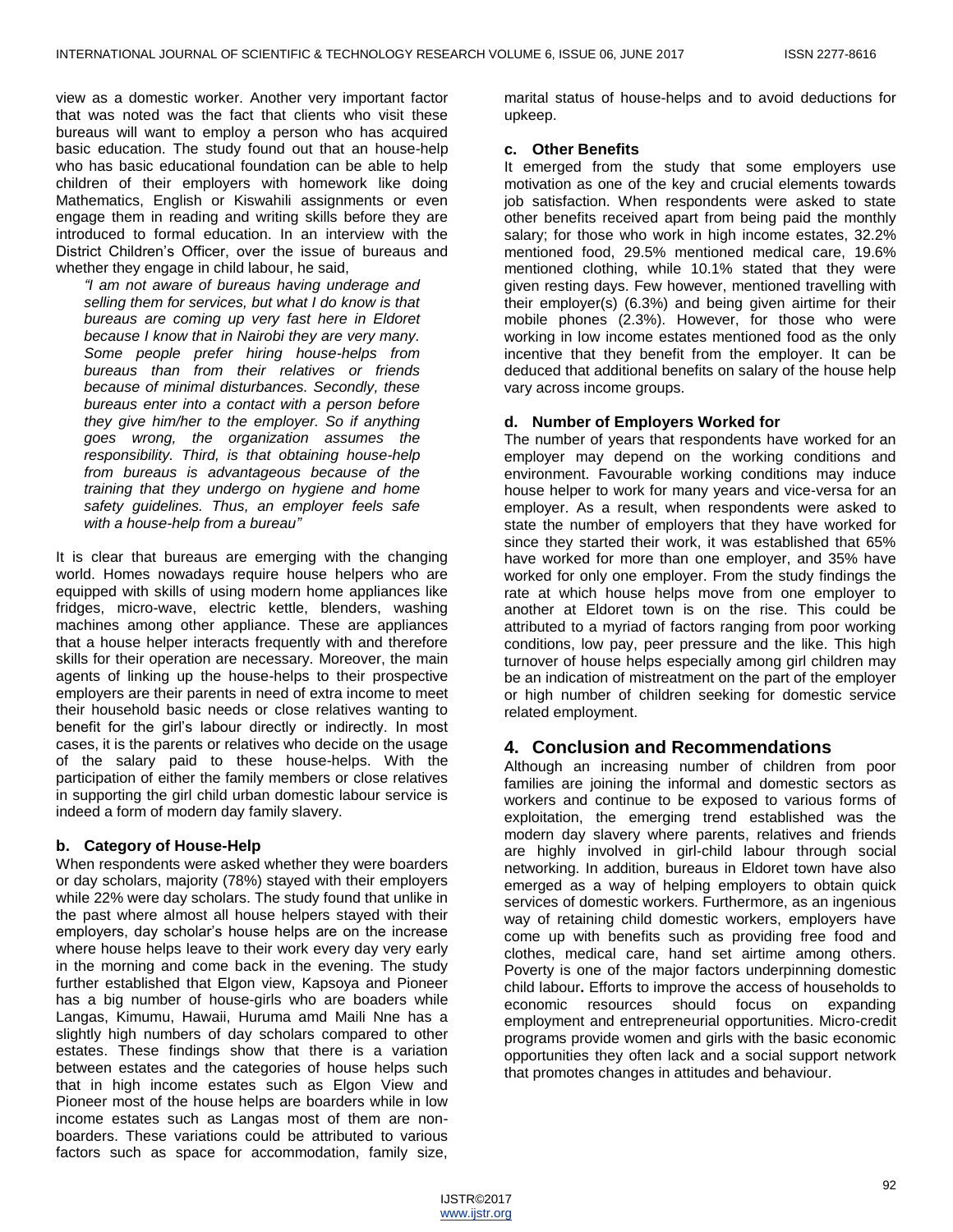view as a domestic worker. Another very important factor that was noted was the fact that clients who visit these bureaus will want to employ a person who has acquired basic education. The study found out that an house-help who has basic educational foundation can be able to help children of their employers with homework like doing Mathematics, English or Kiswahili assignments or even engage them in reading and writing skills before they are introduced to formal education. In an interview with the District Children's Officer, over the issue of bureaus and whether they engage in child labour, he said,

> *"I am not aware of bureaus having underage and selling them for services, but what I do know is that bureaus are coming up very fast here in Eldoret because I know that in Nairobi they are very many. Some people prefer hiring house-helps from bureaus than from their relatives or friends because of minimal disturbances. Secondly, these bureaus enter into a contact with a person before they give him/her to the employer. So if anything goes wrong, the organization assumes the responsibility. Third, is that obtaining house-help from bureaus is advantageous because of the training that they undergo on hygiene and home safety guidelines. Thus, an employer feels safe with a house-help from a bureau"*

It is clear that bureaus are emerging with the changing world. Homes nowadays require house helpers who are equipped with skills of using modern home appliances like fridges, micro-wave, electric kettle, blenders, washing machines among other appliance. These are appliances that a house helper interacts frequently with and therefore skills for their operation are necessary. Moreover, the main agents of linking up the house-helps to their prospective employers are their parents in need of extra income to meet their household basic needs or close relatives wanting to benefit for the girl's labour directly or indirectly. In most cases, it is the parents or relatives who decide on the usage of the salary paid to these house-helps. With the participation of either the family members or close relatives in supporting the girl child urban domestic labour service is indeed a form of modern day family slavery.

### b. Category of House-Help

When respondents were asked whether they were boarders or day scholars, majority (78%) stayed with their employers while 22% were day scholars. The study found that unlike in the past where almost all house helpers stayed with their employers, day scholar's house helps are on the increase where house helps leave to their work every day very early in the morning and come back in the evening. The study further established that Elgon view, Kapsoya and Pioneer has a big number of house-girls who are boaders while Langas, Kimumu, Hawaii, Huruma amd Maili Nne has a slightly high numbers of day scholars compared to other estates. These findings show that there is a variation between estates and the categories of house helps such that in high income estates such as Elgon View and Pioneer most of the house helps are boarders while in low income estates such as Langas most of them are non-boarders. These variations could be attributed to various factors such as space for accommodation, family size, marital status of house-helps and to avoid deductions for upkeep.

### c. Other Benefits

It emerged from the study that some employers use motivation as one of the key and crucial elements towards job satisfaction. When respondents were asked to state other benefits received apart from being paid the monthly salary; for those who work in high income estates, 32.2% mentioned food, 29.5% mentioned medical care, 19.6% mentioned clothing, while 10.1% stated that they were given resting days. Few however, mentioned travelling with their employer(s) (6.3%) and being given airtime for their mobile phones (2.3%). However, for those who were working in low income estates mentioned food as the only incentive that they benefit from the employer. It can be deduced that additional benefits on salary of the house help vary across income groups.

### d. Number of Employers Worked for

The number of years that respondents have worked for an employer may depend on the working conditions and environment. Favourable working conditions may induce house helper to work for many years and vice-versa for an employer. As a result, when respondents were asked to state the number of employers that they have worked for since they started their work, it was established that 65% have worked for more than one employer, and 35% have worked for only one employer. From the study findings the rate at which house helps move from one employer to another at Eldoret town is on the rise. This could be attributed to a myriad of factors ranging from poor working conditions, low pay, peer pressure and the like. This high turnover of house helps especially among girl children may be an indication of mistreatment on the part of the employer or high number of children seeking for domestic service related employment.

## 4. Conclusion and Recommendations

Although an increasing number of children from poor families are joining the informal and domestic sectors as workers and continue to be exposed to various forms of exploitation, the emerging trend established was the modern day slavery where parents, relatives and friends are highly involved in girl-child labour through social networking. In addition, bureaus in Eldoret town have also emerged as a way of helping employers to obtain quick services of domestic workers. Furthermore, as an ingenious way of retaining child domestic workers, employers have come up with benefits such as providing free food and clothes, medical care, hand set airtime among others. Poverty is one of the major factors underpinning domestic child labour. Efforts to improve the access of households to economic resources should focus on expanding employment and entrepreneurial opportunities. Micro-credit programs provide women and girls with the basic economic opportunities they often lack and a social support network that promotes changes in attitudes and behaviour.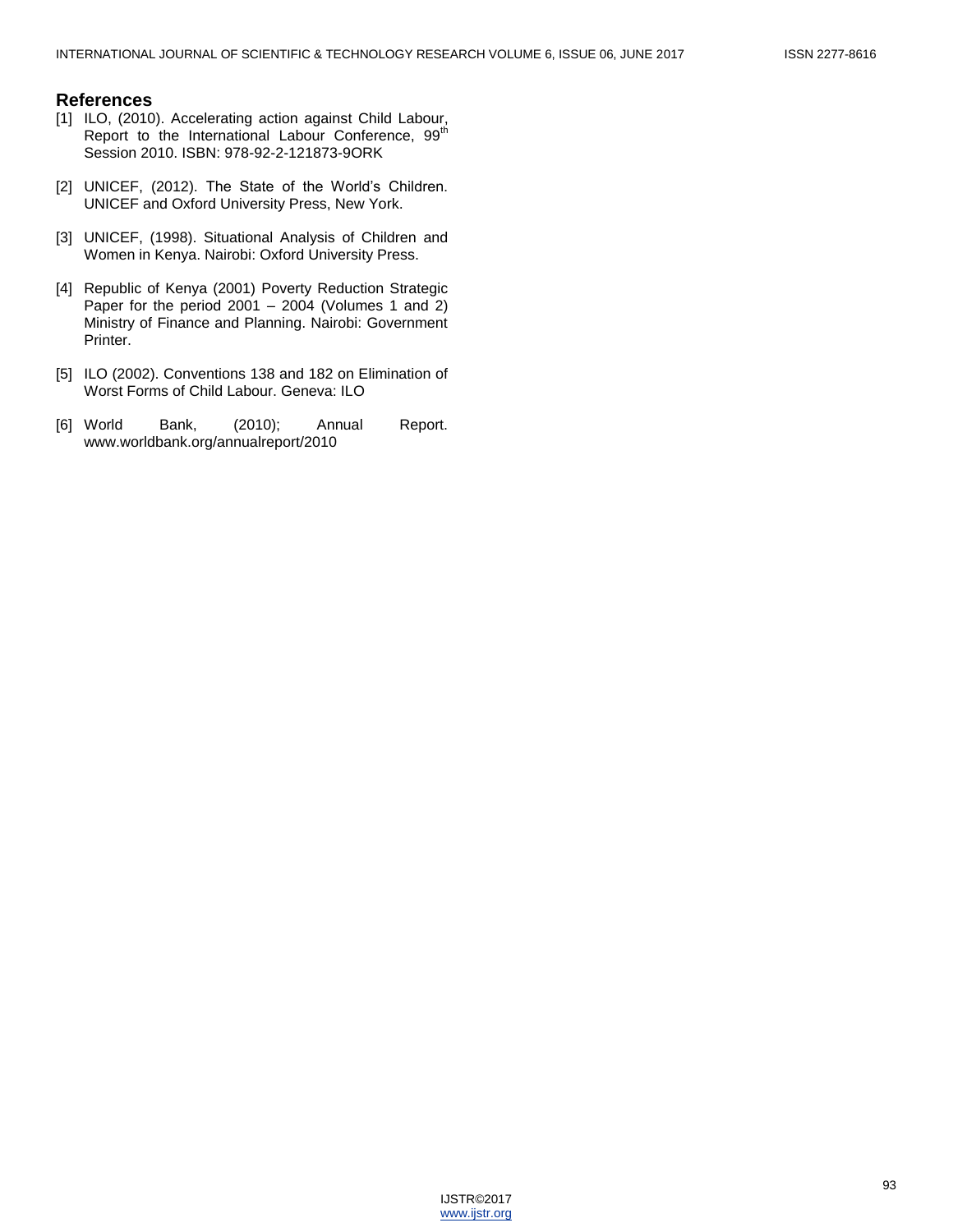## References

[1] ILO, (2010). Accelerating action against Child Labour, Report to the International Labour Conference, 99th Session 2010. ISBN: 978-92-2-121873-9ORK

[2] UNICEF, (2012). The State of the World's Children. UNICEF and Oxford University Press, New York.

[3] UNICEF, (1998). Situational Analysis of Children and Women in Kenya. Nairobi: Oxford University Press.

[4] Republic of Kenya (2001) Poverty Reduction Strategic Paper for the period 2001 – 2004 (Volumes 1 and 2) Ministry of Finance and Planning. Nairobi: Government Printer.

[5] ILO (2002). Conventions 138 and 182 on Elimination of Worst Forms of Child Labour. Geneva: ILO

[6] World Bank, (2010); Annual Report. www.worldbank.org/annualreport/2010